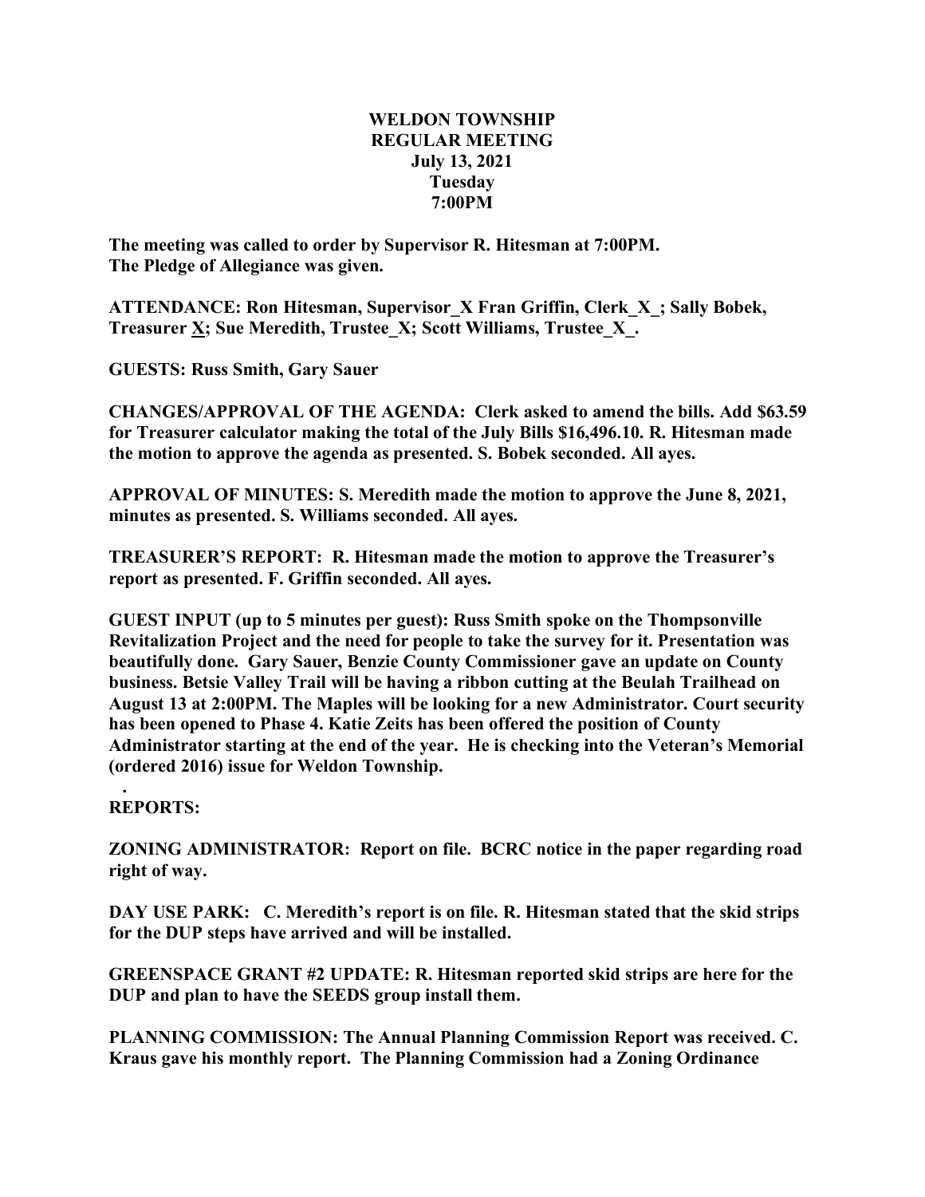**WELDON TOWNSHIP**
**REGULAR MEETING**
**July 13, 2021**
**Tuesday**
**7:00PM**

**The meeting was called to order by Supervisor R. Hitesman at 7:00PM.**
**The Pledge of Allegiance was given.**

**ATTENDANCE: Ron Hitesman, Supervisor_X Fran Griffin, Clerk_X_; Sally Bobek, Treasurer X; Sue Meredith, Trustee_X; Scott Williams, Trustee_X_.**

**GUESTS: Russ Smith, Gary Sauer**

**CHANGES/APPROVAL OF THE AGENDA: Clerk asked to amend the bills. Add $63.59 for Treasurer calculator making the total of the July Bills $16,496.10. R. Hitesman made the motion to approve the agenda as presented. S. Bobek seconded. All ayes.**

**APPROVAL OF MINUTES: S. Meredith made the motion to approve the June 8, 2021, minutes as presented. S. Williams seconded. All ayes.**

**TREASURER'S REPORT: R. Hitesman made the motion to approve the Treasurer's report as presented. F. Griffin seconded. All ayes.**

**GUEST INPUT (up to 5 minutes per guest): Russ Smith spoke on the Thompsonville Revitalization Project and the need for people to take the survey for it. Presentation was beautifully done. Gary Sauer, Benzie County Commissioner gave an update on County business. Betsie Valley Trail will be having a ribbon cutting at the Beulah Trailhead on August 13 at 2:00PM. The Maples will be looking for a new Administrator. Court security has been opened to Phase 4. Katie Zeits has been offered the position of County Administrator starting at the end of the year. He is checking into the Veteran's Memorial (ordered 2016) issue for Weldon Township.**

**.**

**REPORTS:**

**ZONING ADMINISTRATOR: Report on file. BCRC notice in the paper regarding road right of way.**

**DAY USE PARK: C. Meredith's report is on file. R. Hitesman stated that the skid strips for the DUP steps have arrived and will be installed.**

**GREENSPACE GRANT #2 UPDATE: R. Hitesman reported skid strips are here for the DUP and plan to have the SEEDS group install them.**

**PLANNING COMMISSION: The Annual Planning Commission Report was received. C. Kraus gave his monthly report. The Planning Commission had a Zoning Ordinance**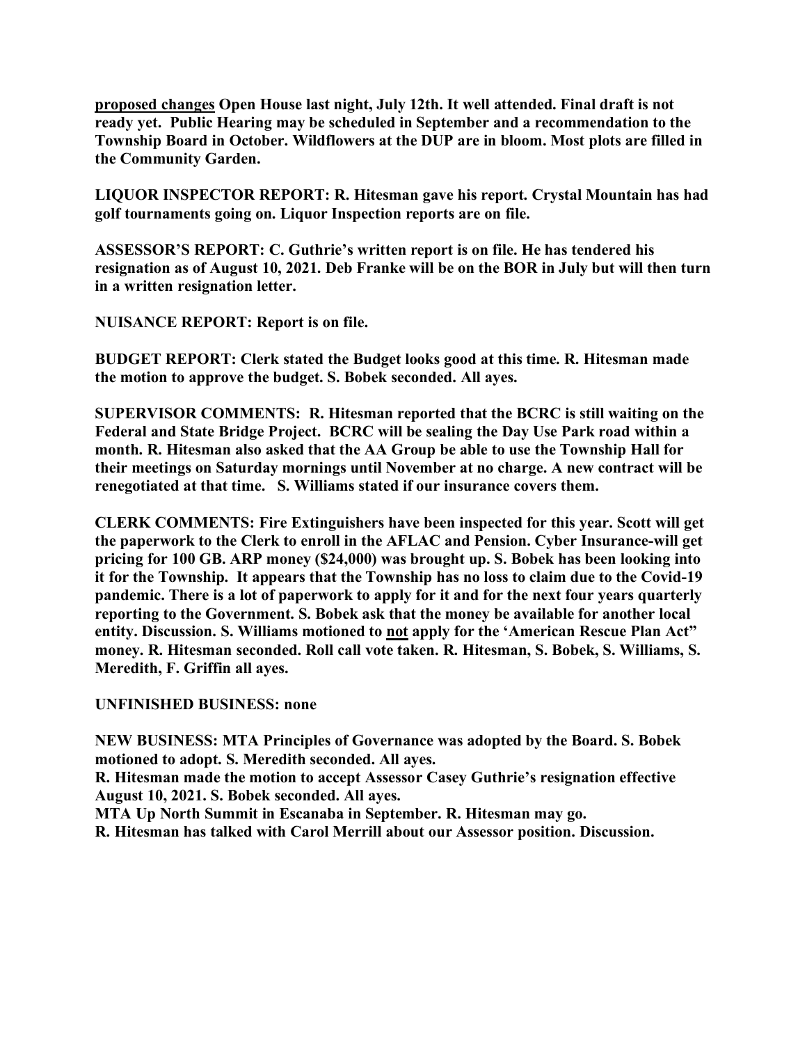**<u>proposed changes</u> Open House last night, July 12th. It well attended. Final draft is not ready yet. Public Hearing may be scheduled in September and a recommendation to the Township Board in October. Wildflowers at the DUP are in bloom. Most plots are filled in the Community Garden.**

**LIQUOR INSPECTOR REPORT: R. Hitesman gave his report. Crystal Mountain has had golf tournaments going on. Liquor Inspection reports are on file.**

**ASSESSOR'S REPORT: C. Guthrie's written report is on file. He has tendered his resignation as of August 10, 2021. Deb Franke will be on the BOR in July but will then turn in a written resignation letter.**

**NUISANCE REPORT: Report is on file.**

**BUDGET REPORT: Clerk stated the Budget looks good at this time. R. Hitesman made the motion to approve the budget. S. Bobek seconded. All ayes.**

**SUPERVISOR COMMENTS: R. Hitesman reported that the BCRC is still waiting on the Federal and State Bridge Project. BCRC will be sealing the Day Use Park road within a month. R. Hitesman also asked that the AA Group be able to use the Township Hall for their meetings on Saturday mornings until November at no charge. A new contract will be renegotiated at that time. S. Williams stated if our insurance covers them.**

**CLERK COMMENTS: Fire Extinguishers have been inspected for this year. Scott will get the paperwork to the Clerk to enroll in the AFLAC and Pension. Cyber Insurance-will get pricing for 100 GB. ARP money ($24,000) was brought up. S. Bobek has been looking into it for the Township. It appears that the Township has no loss to claim due to the Covid-19 pandemic. There is a lot of paperwork to apply for it and for the next four years quarterly reporting to the Government. S. Bobek ask that the money be available for another local entity. Discussion. S. Williams motioned to <u>not</u> apply for the 'American Rescue Plan Act" money. R. Hitesman seconded. Roll call vote taken. R. Hitesman, S. Bobek, S. Williams, S. Meredith, F. Griffin all ayes.**

**UNFINISHED BUSINESS: none**

**NEW BUSINESS: MTA Principles of Governance was adopted by the Board. S. Bobek motioned to adopt. S. Meredith seconded. All ayes.**
**R. Hitesman made the motion to accept Assessor Casey Guthrie's resignation effective August 10, 2021. S. Bobek seconded. All ayes.**
**MTA Up North Summit in Escanaba in September. R. Hitesman may go.**
**R. Hitesman has talked with Carol Merrill about our Assessor position. Discussion.**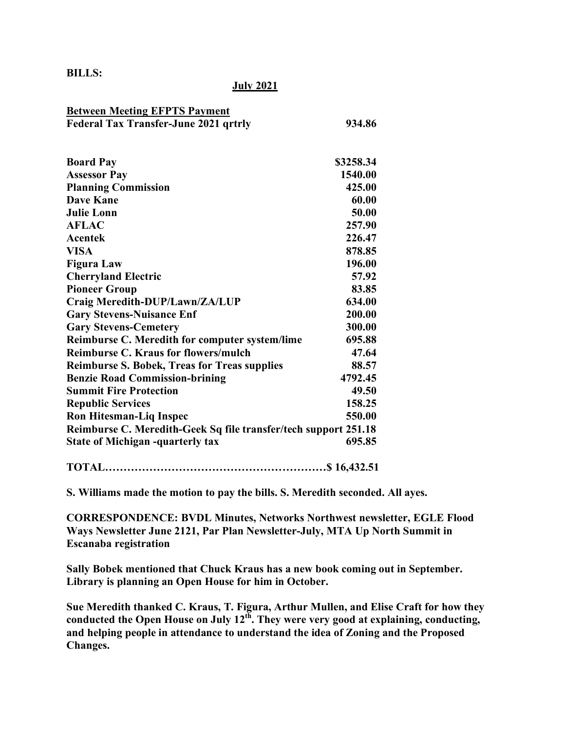**BILLS:**

**July 2021**

| **Between Meeting EFPTS Payment** | |
|---|---|
| **Federal Tax Transfer-June 2021 qrtrly** | **934.86** |

| | |
|---|---|
| **Board Pay** | **$3258.34** |
| **Assessor Pay** | **1540.00** |
| **Planning Commission** | **425.00** |
| **Dave Kane** | **60.00** |
| **Julie Lonn** | **50.00** |
| **AFLAC** | **257.90** |
| **Acentek** | **226.47** |
| **VISA** | **878.85** |
| **Figura Law** | **196.00** |
| **Cherryland Electric** | **57.92** |
| **Pioneer Group** | **83.85** |
| **Craig Meredith-DUP/Lawn/ZA/LUP** | **634.00** |
| **Gary Stevens-Nuisance Enf** | **200.00** |
| **Gary Stevens-Cemetery** | **300.00** |
| **Reimburse C. Meredith for computer system/lime** | **695.88** |
| **Reimburse C. Kraus for flowers/mulch** | **47.64** |
| **Reimburse S. Bobek, Treas for Treas supplies** | **88.57** |
| **Benzie Road Commission-brining** | **4792.45** |
| **Summit Fire Protection** | **49.50** |
| **Republic Services** | **158.25** |
| **Ron Hitesman-Liq Inspec** | **550.00** |
| **Reimburse C. Meredith-Geek Sq file transfer/tech support** | **251.18** |
| **State of Michigan -quarterly tax** | **695.85** |

**TOTAL……………………………………………………$ 16,432.51**

**S. Williams made the motion to pay the bills. S. Meredith seconded. All ayes.**

**CORRESPONDENCE: BVDL Minutes, Networks Northwest newsletter, EGLE Flood Ways Newsletter June 2121, Par Plan Newsletter-July, MTA Up North Summit in Escanaba registration**

**Sally Bobek mentioned that Chuck Kraus has a new book coming out in September. Library is planning an Open House for him in October.**

**Sue Meredith thanked C. Kraus, T. Figura, Arthur Mullen, and Elise Craft for how they conducted the Open House on July 12th. They were very good at explaining, conducting, and helping people in attendance to understand the idea of Zoning and the Proposed Changes.**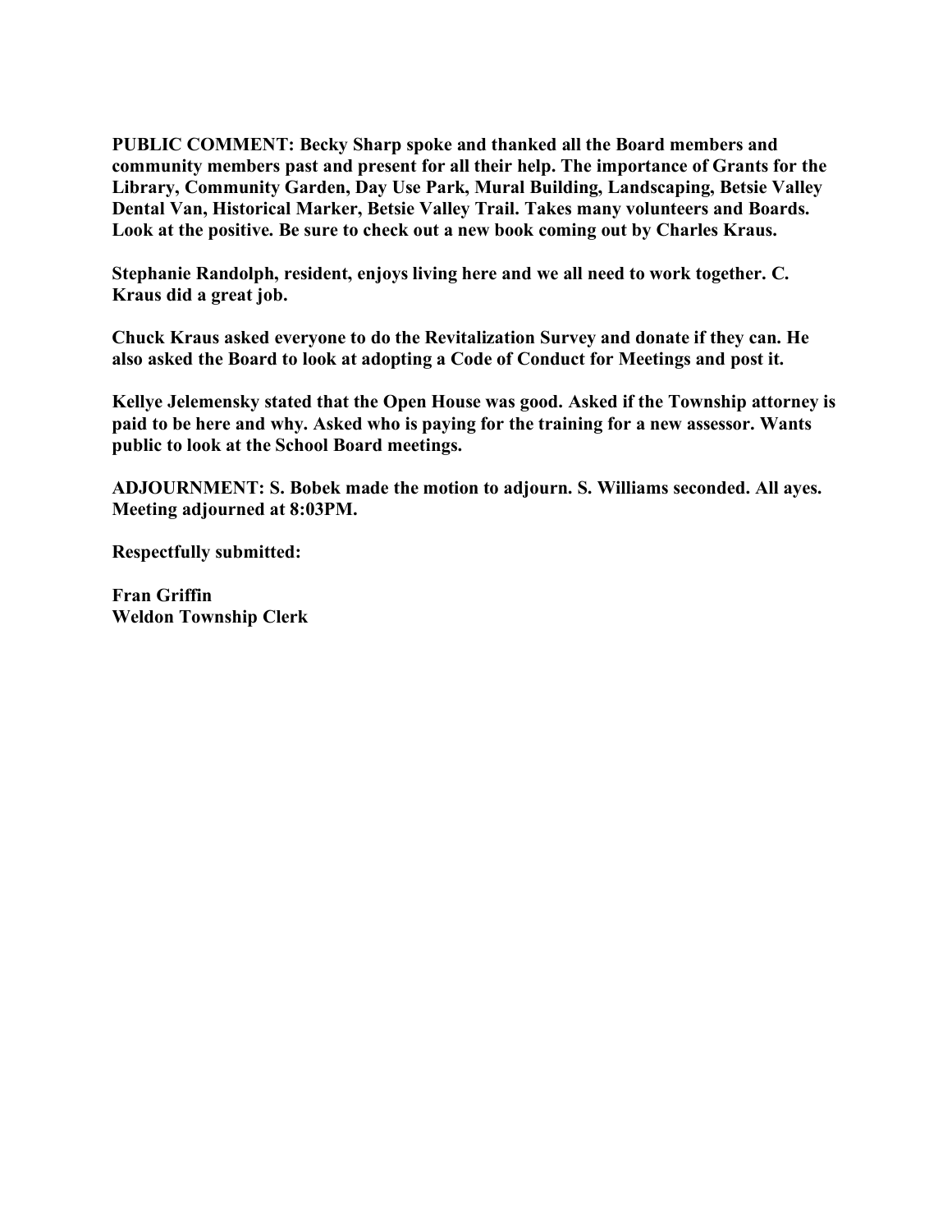**PUBLIC COMMENT: Becky Sharp spoke and thanked all the Board members and community members past and present for all their help. The importance of Grants for the Library, Community Garden, Day Use Park, Mural Building, Landscaping, Betsie Valley Dental Van, Historical Marker, Betsie Valley Trail. Takes many volunteers and Boards. Look at the positive. Be sure to check out a new book coming out by Charles Kraus.**

**Stephanie Randolph, resident, enjoys living here and we all need to work together. C. Kraus did a great job.**

**Chuck Kraus asked everyone to do the Revitalization Survey and donate if they can. He also asked the Board to look at adopting a Code of Conduct for Meetings and post it.**

**Kellye Jelemensky stated that the Open House was good. Asked if the Township attorney is paid to be here and why. Asked who is paying for the training for a new assessor. Wants public to look at the School Board meetings.**

**ADJOURNMENT: S. Bobek made the motion to adjourn. S. Williams seconded. All ayes. Meeting adjourned at 8:03PM.**

**Respectfully submitted:**

**Fran Griffin**
**Weldon Township Clerk**